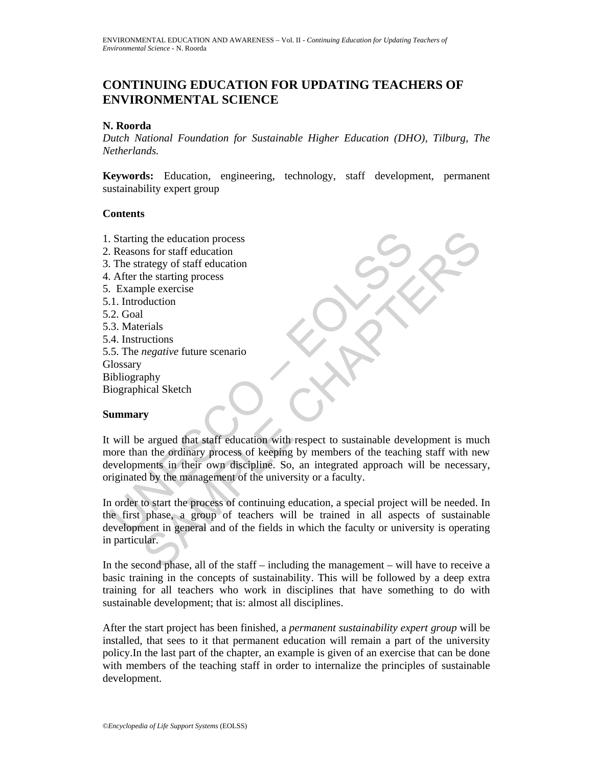# CONTINUING EDUCATION FOR UPDATING TEACHERS OF ENVIRONMENTAL SCIENCE

**N. Roorda**

*Dutch National Foundation for Sustainable Higher Education (DHO), Tilburg, The Netherlands.*

**Keywords:** Education, engineering, technology, staff development, permanent sustainability expert group

**Contents**

1. Starting the education process
2. Reasons for staff education
3. The strategy of staff education
4. After the starting process
5. Example exercise
5.1. Introduction
5.2. Goal
5.3. Materials
5.4. Instructions
5.5. The *negative* future scenario

Glossary
Bibliography
Biographical Sketch

**Summary**

It will be argued that staff education with respect to sustainable development is much more than the ordinary process of keeping by members of the teaching staff with new developments in their own discipline. So, an integrated approach will be necessary, originated by the management of the university or a faculty.

In order to start the process of continuing education, a special project will be needed. In the first phase, a group of teachers will be trained in all aspects of sustainable development in general and of the fields in which the faculty or university is operating in particular.

In the second phase, all of the staff – including the management – will have to receive a basic training in the concepts of sustainability. This will be followed by a deep extra training for all teachers who work in disciplines that have something to do with sustainable development; that is: almost all disciplines.

After the start project has been finished, a *permanent sustainability expert group* will be installed, that sees to it that permanent education will remain a part of the university policy.In the last part of the chapter, an example is given of an exercise that can be done with members of the teaching staff in order to internalize the principles of sustainable development.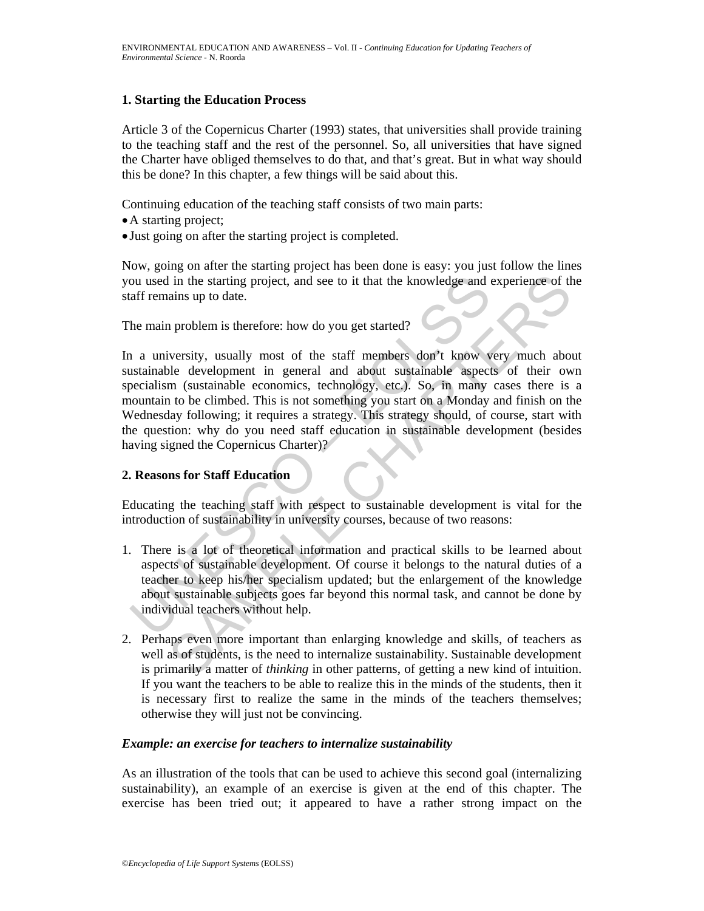## 1. Starting the Education Process

Article 3 of the Copernicus Charter (1993) states, that universities shall provide training to the teaching staff and the rest of the personnel. So, all universities that have signed the Charter have obliged themselves to do that, and that's great. But in what way should this be done? In this chapter, a few things will be said about this.

Continuing education of the teaching staff consists of two main parts:

- A starting project;
- Just going on after the starting project is completed.

Now, going on after the starting project has been done is easy: you just follow the lines you used in the starting project, and see to it that the knowledge and experience of the staff remains up to date.

The main problem is therefore: how do you get started?

In a university, usually most of the staff members don't know very much about sustainable development in general and about sustainable aspects of their own specialism (sustainable economics, technology, etc.). So, in many cases there is a mountain to be climbed. This is not something you start on a Monday and finish on the Wednesday following; it requires a strategy. This strategy should, of course, start with the question: why do you need staff education in sustainable development (besides having signed the Copernicus Charter)?

## 2. Reasons for Staff Education

Educating the teaching staff with respect to sustainable development is vital for the introduction of sustainability in university courses, because of two reasons:

1. There is a lot of theoretical information and practical skills to be learned about aspects of sustainable development. Of course it belongs to the natural duties of a teacher to keep his/her specialism updated; but the enlargement of the knowledge about sustainable subjects goes far beyond this normal task, and cannot be done by individual teachers without help.

2. Perhaps even more important than enlarging knowledge and skills, of teachers as well as of students, is the need to internalize sustainability. Sustainable development is primarily a matter of *thinking* in other patterns, of getting a new kind of intuition. If you want the teachers to be able to realize this in the minds of the students, then it is necessary first to realize the same in the minds of the teachers themselves; otherwise they will just not be convincing.

***Example: an exercise for teachers to internalize sustainability***

As an illustration of the tools that can be used to achieve this second goal (internalizing sustainability), an example of an exercise is given at the end of this chapter. The exercise has been tried out; it appeared to have a rather strong impact on the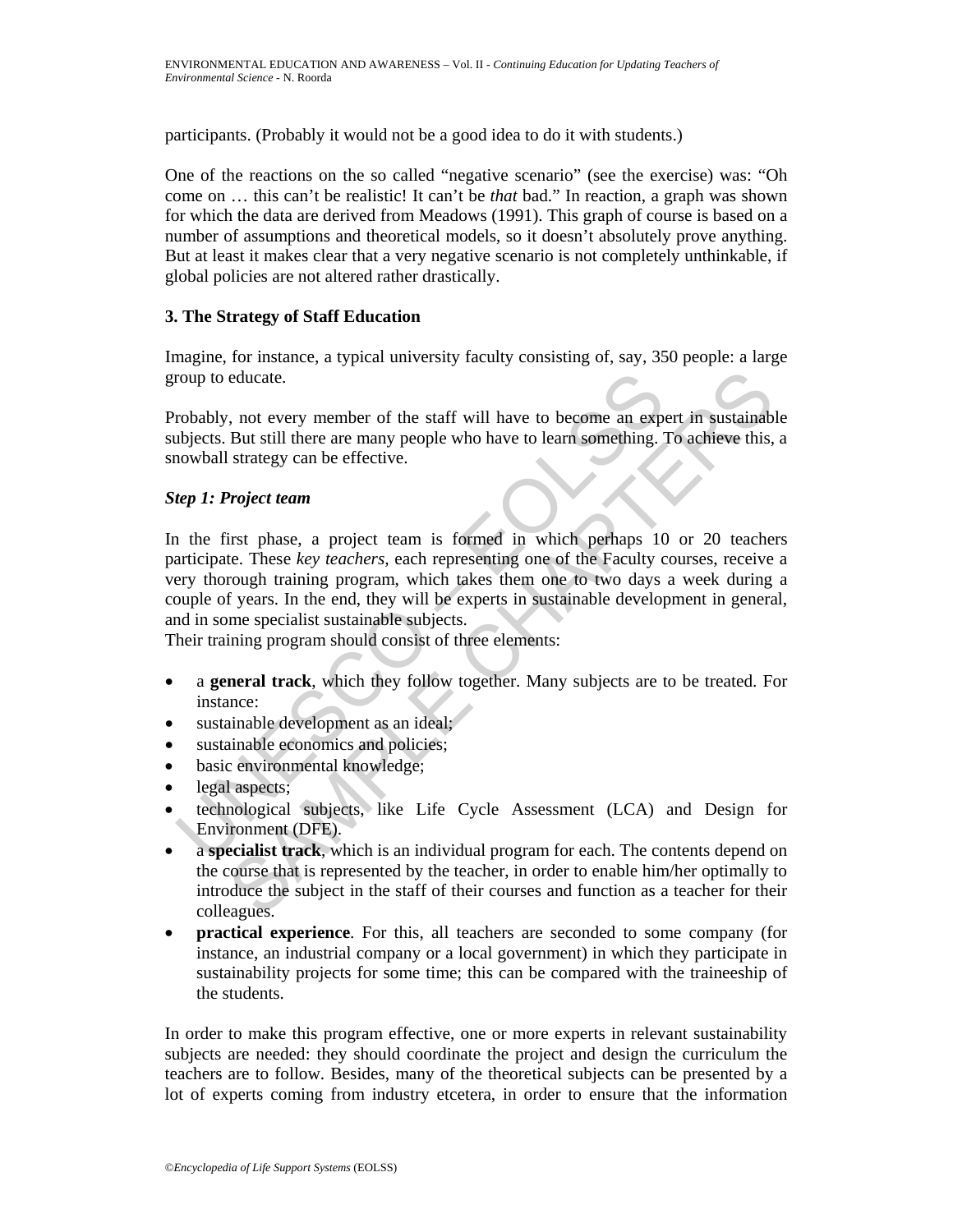participants. (Probably it would not be a good idea to do it with students.)

One of the reactions on the so called "negative scenario" (see the exercise) was: "Oh come on … this can't be realistic! It can't be *that* bad." In reaction, a graph was shown for which the data are derived from Meadows (1991). This graph of course is based on a number of assumptions and theoretical models, so it doesn't absolutely prove anything. But at least it makes clear that a very negative scenario is not completely unthinkable, if global policies are not altered rather drastically.

## 3. The Strategy of Staff Education

Imagine, for instance, a typical university faculty consisting of, say, 350 people: a large group to educate.

Probably, not every member of the staff will have to become an expert in sustainable subjects. But still there are many people who have to learn something. To achieve this, a snowball strategy can be effective.

### *Step 1: Project team*

In the first phase, a project team is formed in which perhaps 10 or 20 teachers participate. These *key teachers*, each representing one of the Faculty courses, receive a very thorough training program, which takes them one to two days a week during a couple of years. In the end, they will be experts in sustainable development in general, and in some specialist sustainable subjects.
Their training program should consist of three elements:

- a **general track**, which they follow together. Many subjects are to be treated. For instance:
- sustainable development as an ideal;
- sustainable economics and policies;
- basic environmental knowledge;
- legal aspects;
- technological subjects, like Life Cycle Assessment (LCA) and Design for Environment (DFE).
- a **specialist track**, which is an individual program for each. The contents depend on the course that is represented by the teacher, in order to enable him/her optimally to introduce the subject in the staff of their courses and function as a teacher for their colleagues.
- **practical experience**. For this, all teachers are seconded to some company (for instance, an industrial company or a local government) in which they participate in sustainability projects for some time; this can be compared with the traineeship of the students.

In order to make this program effective, one or more experts in relevant sustainability subjects are needed: they should coordinate the project and design the curriculum the teachers are to follow. Besides, many of the theoretical subjects can be presented by a lot of experts coming from industry etcetera, in order to ensure that the information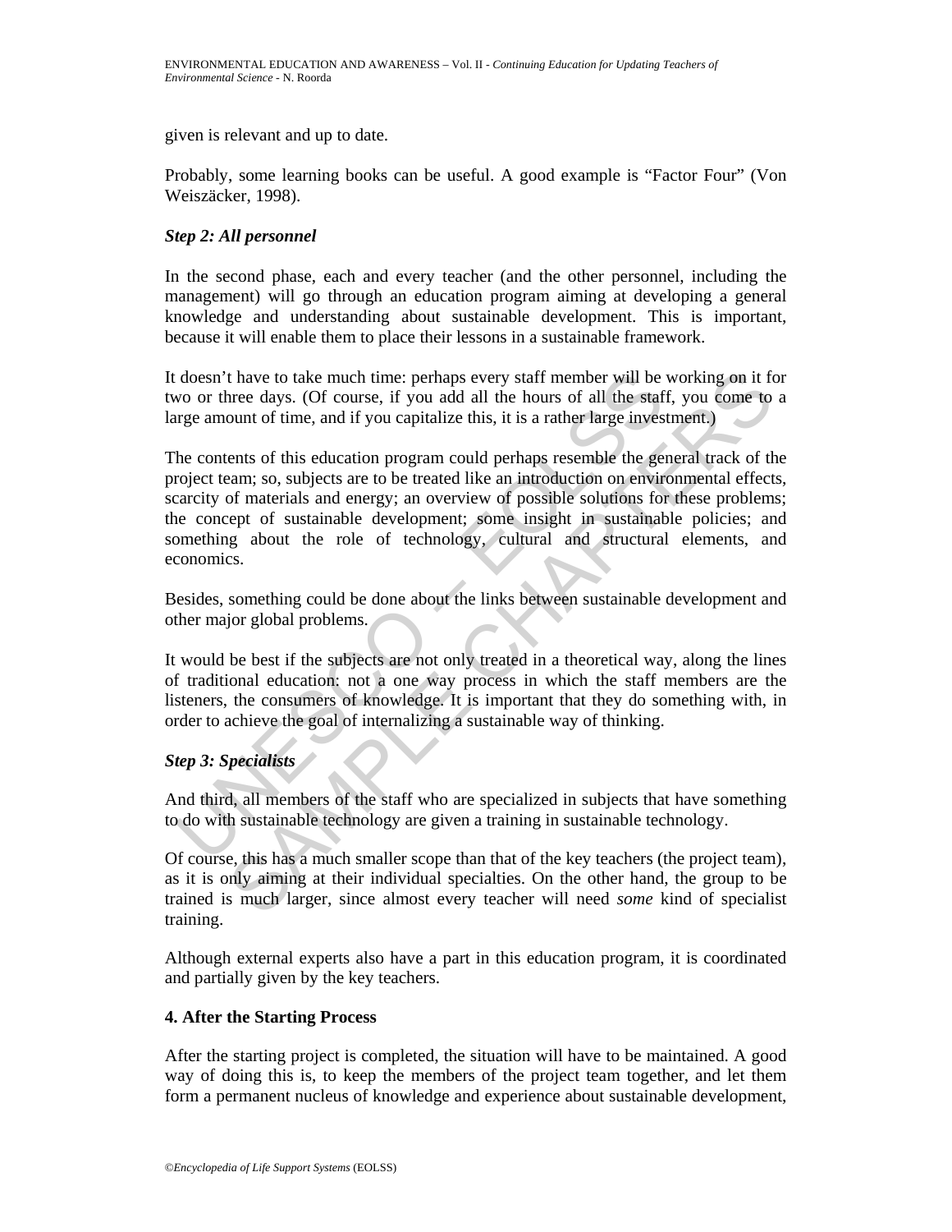given is relevant and up to date.

Probably, some learning books can be useful. A good example is "Factor Four" (Von Weiszäcker, 1998).

### *Step 2: All personnel*

In the second phase, each and every teacher (and the other personnel, including the management) will go through an education program aiming at developing a general knowledge and understanding about sustainable development. This is important, because it will enable them to place their lessons in a sustainable framework.

It doesn't have to take much time: perhaps every staff member will be working on it for two or three days. (Of course, if you add all the hours of all the staff, you come to a large amount of time, and if you capitalize this, it is a rather large investment.)

The contents of this education program could perhaps resemble the general track of the project team; so, subjects are to be treated like an introduction on environmental effects, scarcity of materials and energy; an overview of possible solutions for these problems; the concept of sustainable development; some insight in sustainable policies; and something about the role of technology, cultural and structural elements, and economics.

Besides, something could be done about the links between sustainable development and other major global problems.

It would be best if the subjects are not only treated in a theoretical way, along the lines of traditional education: not a one way process in which the staff members are the listeners, the consumers of knowledge. It is important that they do something with, in order to achieve the goal of internalizing a sustainable way of thinking.

### *Step 3: Specialists*

And third, all members of the staff who are specialized in subjects that have something to do with sustainable technology are given a training in sustainable technology.

Of course, this has a much smaller scope than that of the key teachers (the project team), as it is only aiming at their individual specialties. On the other hand, the group to be trained is much larger, since almost every teacher will need *some* kind of specialist training.

Although external experts also have a part in this education program, it is coordinated and partially given by the key teachers.

## 4. After the Starting Process

After the starting project is completed, the situation will have to be maintained. A good way of doing this is, to keep the members of the project team together, and let them form a permanent nucleus of knowledge and experience about sustainable development,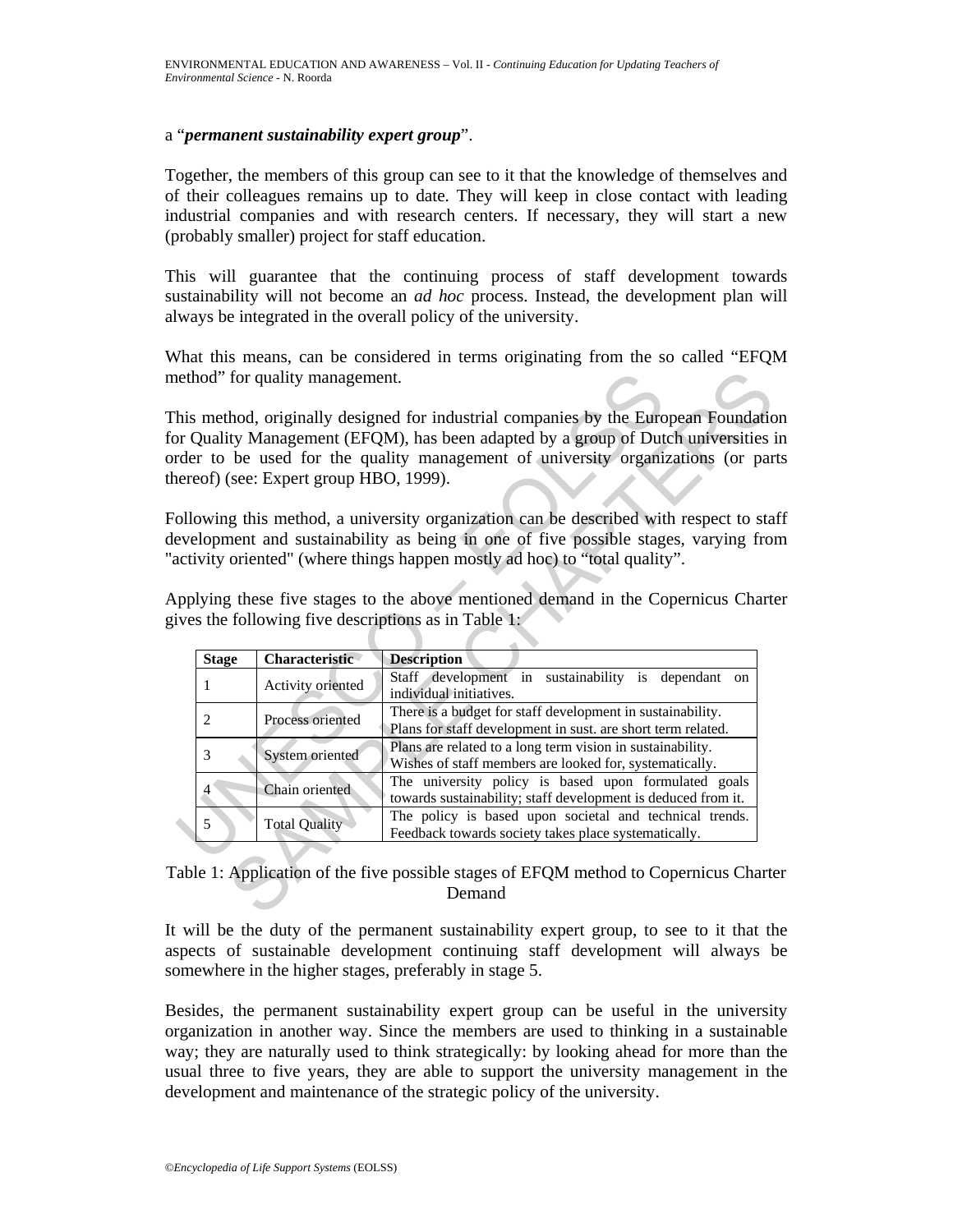a “***permanent sustainability expert group***”.

Together, the members of this group can see to it that the knowledge of themselves and of their colleagues remains up to date. They will keep in close contact with leading industrial companies and with research centers. If necessary, they will start a new (probably smaller) project for staff education.

This will guarantee that the continuing process of staff development towards sustainability will not become an *ad hoc* process. Instead, the development plan will always be integrated in the overall policy of the university.

What this means, can be considered in terms originating from the so called “EFQM method” for quality management.

This method, originally designed for industrial companies by the European Foundation for Quality Management (EFQM), has been adapted by a group of Dutch universities in order to be used for the quality management of university organizations (or parts thereof) (see: Expert group HBO, 1999).

Following this method, a university organization can be described with respect to staff development and sustainability as being in one of five possible stages, varying from "activity oriented" (where things happen mostly ad hoc) to “total quality”.

Applying these five stages to the above mentioned demand in the Copernicus Charter gives the following five descriptions as in Table 1:

| Stage | Characteristic | Description |
|---|---|---|
| 1 | Activity oriented | Staff development in sustainability is dependant on individual initiatives. |
| 2 | Process oriented | There is a budget for staff development in sustainability. Plans for staff development in sust. are short term related. |
| 3 | System oriented | Plans are related to a long term vision in sustainability. Wishes of staff members are looked for, systematically. |
| 4 | Chain oriented | The university policy is based upon formulated goals towards sustainability; staff development is deduced from it. |
| 5 | Total Quality | The policy is based upon societal and technical trends. Feedback towards society takes place systematically. |

Table 1: Application of the five possible stages of EFQM method to Copernicus Charter Demand

It will be the duty of the permanent sustainability expert group, to see to it that the aspects of sustainable development continuing staff development will always be somewhere in the higher stages, preferably in stage 5.

Besides, the permanent sustainability expert group can be useful in the university organization in another way. Since the members are used to thinking in a sustainable way; they are naturally used to think strategically: by looking ahead for more than the usual three to five years, they are able to support the university management in the development and maintenance of the strategic policy of the university.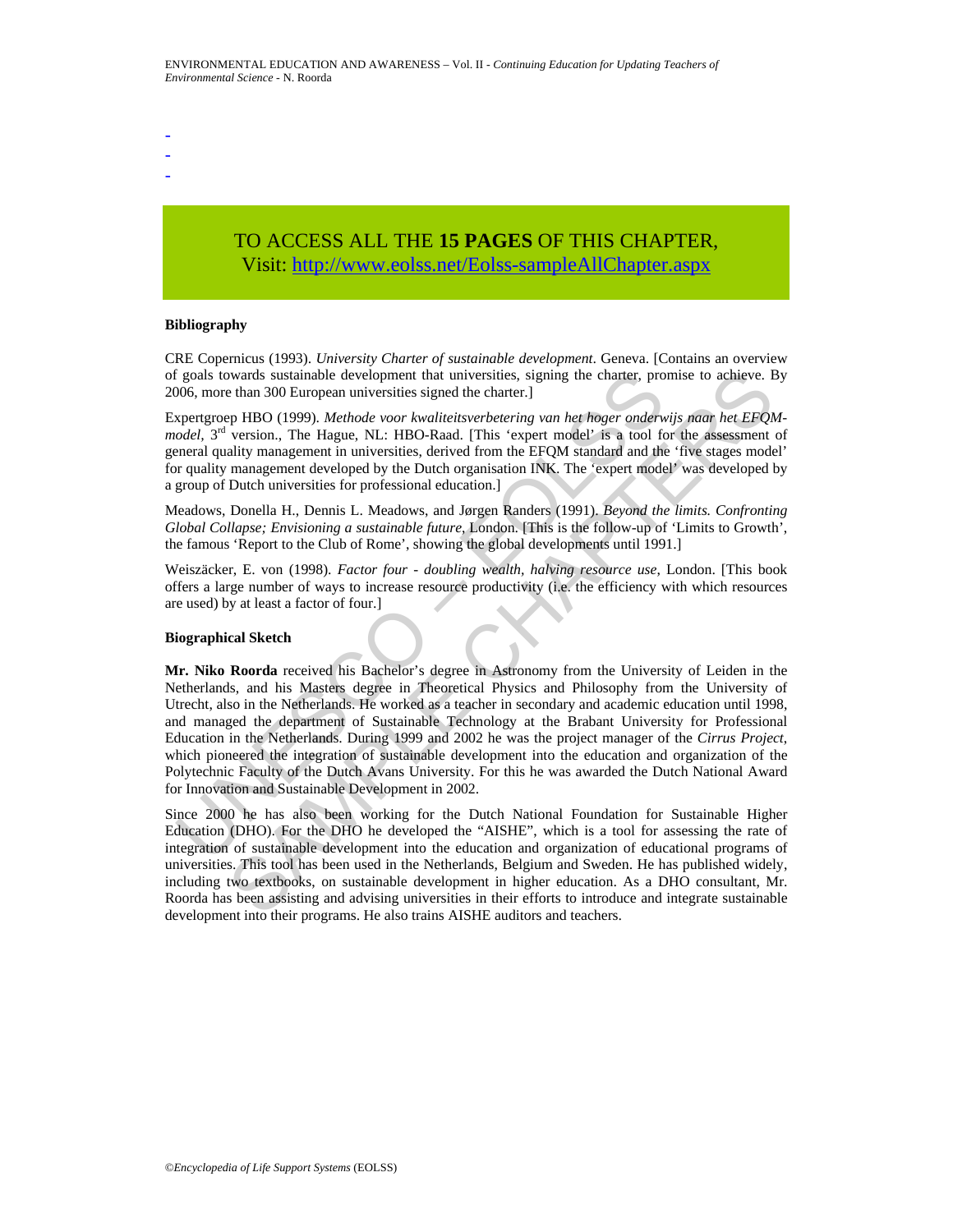-
-
-

TO ACCESS ALL THE **15 PAGES** OF THIS CHAPTER,
Visit: http://www.eolss.net/Eolss-sampleAllChapter.aspx

**Bibliography**

CRE Copernicus (1993). *University Charter of sustainable development*. Geneva. [Contains an overview of goals towards sustainable development that universities, signing the charter, promise to achieve. By 2006, more than 300 European universities signed the charter.]

Expertgroep HBO (1999). *Methode voor kwaliteitsverbetering van het hoger onderwijs naar het EFQM-model*, 3rd version., The Hague, NL: HBO-Raad. [This 'expert model' is a tool for the assessment of general quality management in universities, derived from the EFQM standard and the 'five stages model' for quality management developed by the Dutch organisation INK. The 'expert model' was developed by a group of Dutch universities for professional education.]

Meadows, Donella H., Dennis L. Meadows, and Jørgen Randers (1991). *Beyond the limits. Confronting Global Collapse; Envisioning a sustainable future*, London. [This is the follow-up of 'Limits to Growth', the famous 'Report to the Club of Rome', showing the global developments until 1991.]

Weiszäcker, E. von (1998). *Factor four - doubling wealth, halving resource use*, London. [This book offers a large number of ways to increase resource productivity (i.e. the efficiency with which resources are used) by at least a factor of four.]

**Biographical Sketch**

**Mr. Niko Roorda** received his Bachelor's degree in Astronomy from the University of Leiden in the Netherlands, and his Masters degree in Theoretical Physics and Philosophy from the University of Utrecht, also in the Netherlands. He worked as a teacher in secondary and academic education until 1998, and managed the department of Sustainable Technology at the Brabant University for Professional Education in the Netherlands. During 1999 and 2002 he was the project manager of the *Cirrus Project*, which pioneered the integration of sustainable development into the education and organization of the Polytechnic Faculty of the Dutch Avans University. For this he was awarded the Dutch National Award for Innovation and Sustainable Development in 2002.

Since 2000 he has also been working for the Dutch National Foundation for Sustainable Higher Education (DHO). For the DHO he developed the "AISHE", which is a tool for assessing the rate of integration of sustainable development into the education and organization of educational programs of universities. This tool has been used in the Netherlands, Belgium and Sweden. He has published widely, including two textbooks, on sustainable development in higher education. As a DHO consultant, Mr. Roorda has been assisting and advising universities in their efforts to introduce and integrate sustainable development into their programs. He also trains AISHE auditors and teachers.